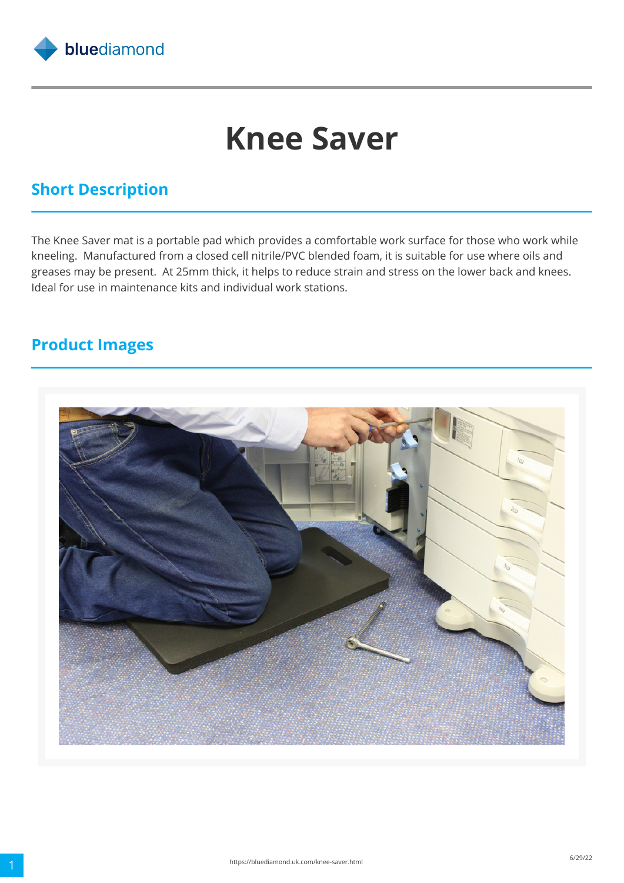# Knee Saver

## Short Description

The Knee Saver mat is a portable pad which provides a comfortable work surface for those who work while kneeling.  Manufactured from a closed cell nitrile/PVC blended foam, it is suitable for use where oils and greases may be present.  At 25mm thick, it helps to reduce strain and stress on the lower back and knees. Ideal for use in maintenance kits and individual work stations.

## Product Images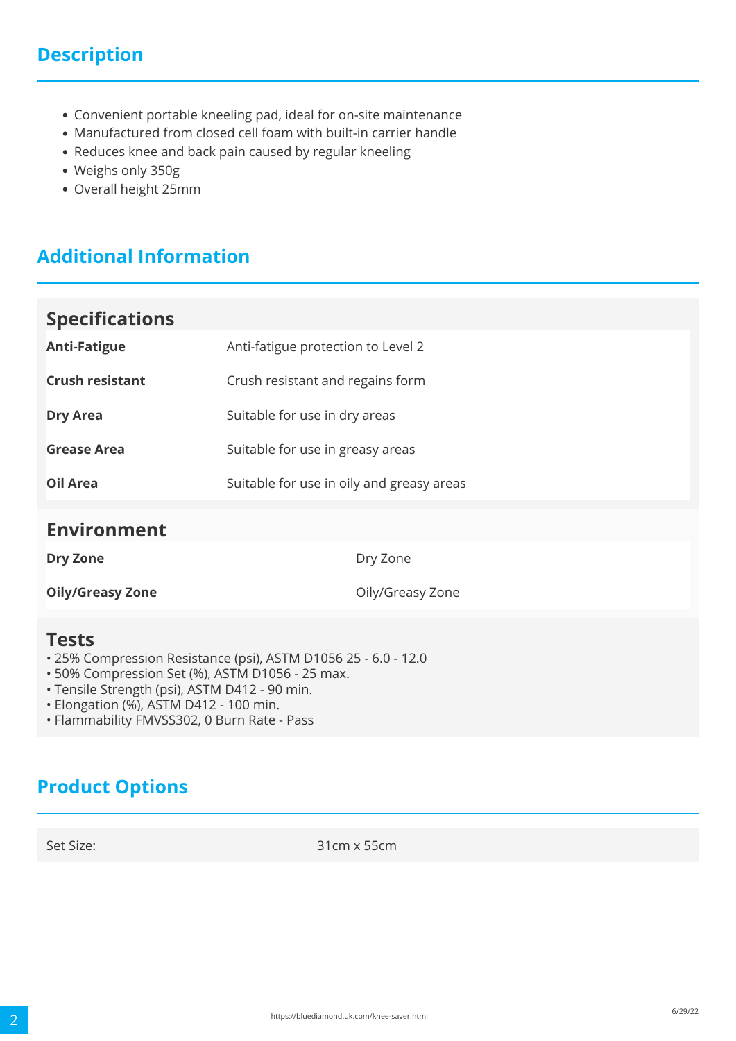## Description

- Convenient portable kneeling pad, ideal for on-site maintenance
- Manufactured from closed cell foam with built-in carrier handle
- Reduces knee and back pain caused by regular kneeling
- Weighs only 350g
- Overall height 25mm

## Additional Information

### Specifications

| | |
|---|---|
| **Anti-Fatigue** | Anti-fatigue protection to Level 2 |
| **Crush resistant** | Crush resistant and regains form |
| **Dry Area** | Suitable for use in dry areas |
| **Grease Area** | Suitable for use in greasy areas |
| **Oil Area** | Suitable for use in oily and greasy areas |

### Environment

| | |
|---|---|
| **Dry Zone** | Dry Zone |
| **Oily/Greasy Zone** | Oily/Greasy Zone |

### Tests

- 25% Compression Resistance (psi), ASTM D1056 25 - 6.0 - 12.0
- 50% Compression Set (%), ASTM D1056 - 25 max.
- Tensile Strength (psi), ASTM D412 - 90 min.
- Elongation (%), ASTM D412 - 100 min.
- Flammability FMVSS302, 0 Burn Rate - Pass

## Product Options

| | |
|---|---|
| Set Size: | 31cm x 55cm |